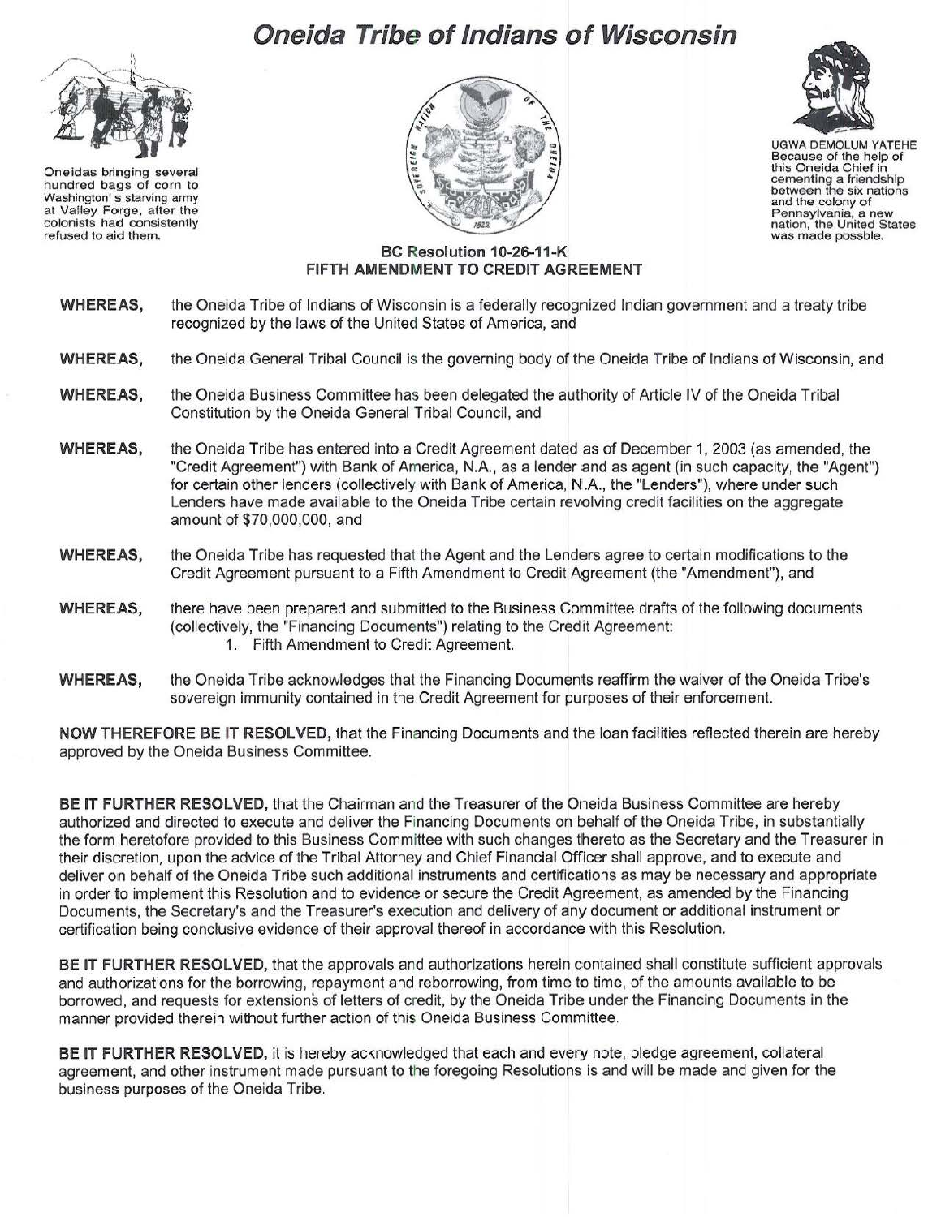# Oneida Tribe of Indians of Wisconsin

Oneidas bringing several hundred bags of corn to Washington's starving army at Valley Forge, after the colonists had consistently refused to aid them.

UGWA DEMOLUM YATEHE
Because of the help of this Oneida Chief in cementing a friendship between the six nations and the colony of Pennsylvania, a new nation, the United States was made possble.

**BC Resolution 10-26-11-K**
**FIFTH AMENDMENT TO CREDIT AGREEMENT**

**WHEREAS,** the Oneida Tribe of Indians of Wisconsin is a federally recognized Indian government and a treaty tribe recognized by the laws of the United States of America, and

**WHEREAS,** the Oneida General Tribal Council is the governing body of the Oneida Tribe of Indians of Wisconsin, and

**WHEREAS,** the Oneida Business Committee has been delegated the authority of Article IV of the Oneida Tribal Constitution by the Oneida General Tribal Council, and

**WHEREAS,** the Oneida Tribe has entered into a Credit Agreement dated as of December 1, 2003 (as amended, the "Credit Agreement") with Bank of America, N.A., as a lender and as agent (in such capacity, the "Agent") for certain other lenders (collectively with Bank of America, N.A., the "Lenders"), where under such Lenders have made available to the Oneida Tribe certain revolving credit facilities on the aggregate amount of $70,000,000, and

**WHEREAS,** the Oneida Tribe has requested that the Agent and the Lenders agree to certain modifications to the Credit Agreement pursuant to a Fifth Amendment to Credit Agreement (the "Amendment"), and

**WHEREAS,** there have been prepared and submitted to the Business Committee drafts of the following documents (collectively, the "Financing Documents") relating to the Credit Agreement:

1. Fifth Amendment to Credit Agreement.

**WHEREAS,** the Oneida Tribe acknowledges that the Financing Documents reaffirm the waiver of the Oneida Tribe's sovereign immunity contained in the Credit Agreement for purposes of their enforcement.

**NOW THEREFORE BE IT RESOLVED,** that the Financing Documents and the loan facilities reflected therein are hereby approved by the Oneida Business Committee.

**BE IT FURTHER RESOLVED,** that the Chairman and the Treasurer of the Oneida Business Committee are hereby authorized and directed to execute and deliver the Financing Documents on behalf of the Oneida Tribe, in substantially the form heretofore provided to this Business Committee with such changes thereto as the Secretary and the Treasurer in their discretion, upon the advice of the Tribal Attorney and Chief Financial Officer shall approve, and to execute and deliver on behalf of the Oneida Tribe such additional instruments and certifications as may be necessary and appropriate in order to implement this Resolution and to evidence or secure the Credit Agreement, as amended by the Financing Documents, the Secretary's and the Treasurer's execution and delivery of any document or additional instrument or certification being conclusive evidence of their approval thereof in accordance with this Resolution.

**BE IT FURTHER RESOLVED,** that the approvals and authorizations herein contained shall constitute sufficient approvals and authorizations for the borrowing, repayment and reborrowing, from time to time, of the amounts available to be borrowed, and requests for extensions of letters of credit, by the Oneida Tribe under the Financing Documents in the manner provided therein without further action of this Oneida Business Committee.

**BE IT FURTHER RESOLVED,** it is hereby acknowledged that each and every note, pledge agreement, collateral agreement, and other instrument made pursuant to the foregoing Resolutions is and will be made and given for the business purposes of the Oneida Tribe.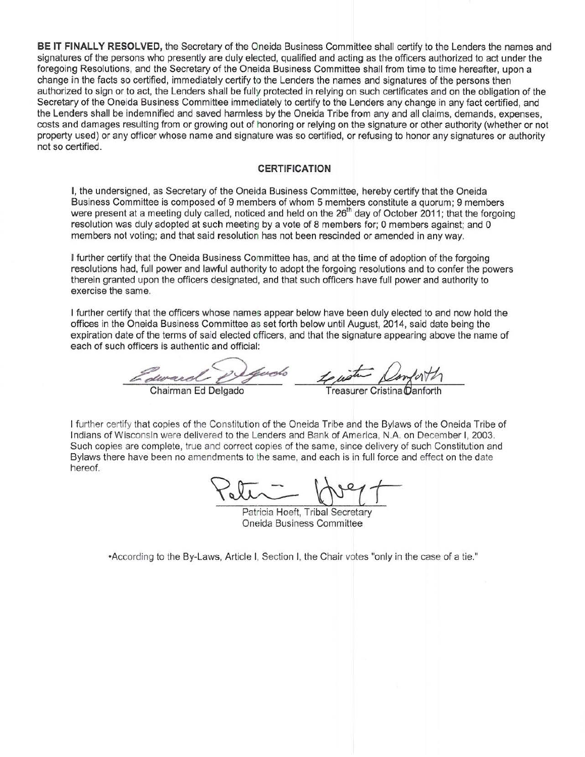**BE IT FINALLY RESOLVED,** the Secretary of the Oneida Business Committee shall certify to the Lenders the names and signatures of the persons who presently are duly elected, qualified and acting as the officers authorized to act under the foregoing Resolutions, and the Secretary of the Oneida Business Committee shall from time to time hereafter, upon a change in the facts so certified, immediately certify to the Lenders the names and signatures of the persons then authorized to sign or to act, the Lenders shall be fully protected in relying on such certificates and on the obligation of the Secretary of the Oneida Business Committee immediately to certify to the Lenders any change in any fact certified, and the Lenders shall be indemnified and saved harmless by the Oneida Tribe from any and all claims, demands, expenses, costs and damages resulting from or growing out of honoring or relying on the signature or other authority (whether or not property used) or any officer whose name and signature was so certified, or refusing to honor any signatures or authority not so certified.

## CERTIFICATION

I, the undersigned, as Secretary of the Oneida Business Committee, hereby certify that the Oneida Business Committee is composed of 9 members of whom 5 members constitute a quorum; 9 members were present at a meeting duly called, noticed and held on the 26th day of October 2011; that the forgoing resolution was duly adopted at such meeting by a vote of 8 members for; 0 members against; and 0 members not voting; and that said resolution has not been rescinded or amended in any way.

I further certify that the Oneida Business Committee has, and at the time of adoption of the forgoing resolutions had, full power and lawful authority to adopt the forgoing resolutions and to confer the powers therein granted upon the officers designated, and that such officers have full power and authority to exercise the same.

I further certify that the officers whose names appear below have been duly elected to and now hold the offices in the Oneida Business Committee as set forth below until August, 2014, said date being the expiration date of the terms of said elected officers, and that the signature appearing above the name of each of such officers is authentic and official:

Chairman Ed Delgado

Treasurer Cristina Danforth

I further certify that copies of the Constitution of the Oneida Tribe and the Bylaws of the Oneida Tribe of Indians of Wisconsin were delivered to the Lenders and Bank of America, N.A. on December I, 2003. Such copies are complete, true and correct copies of the same, since delivery of such Constitution and Bylaws there have been no amendments to the same, and each is in full force and effect on the date hereof.

Patricia Hoeft, Tribal Secretary
Oneida Business Committee

•According to the By-Laws, Article I, Section I, the Chair votes "only in the case of a tie."